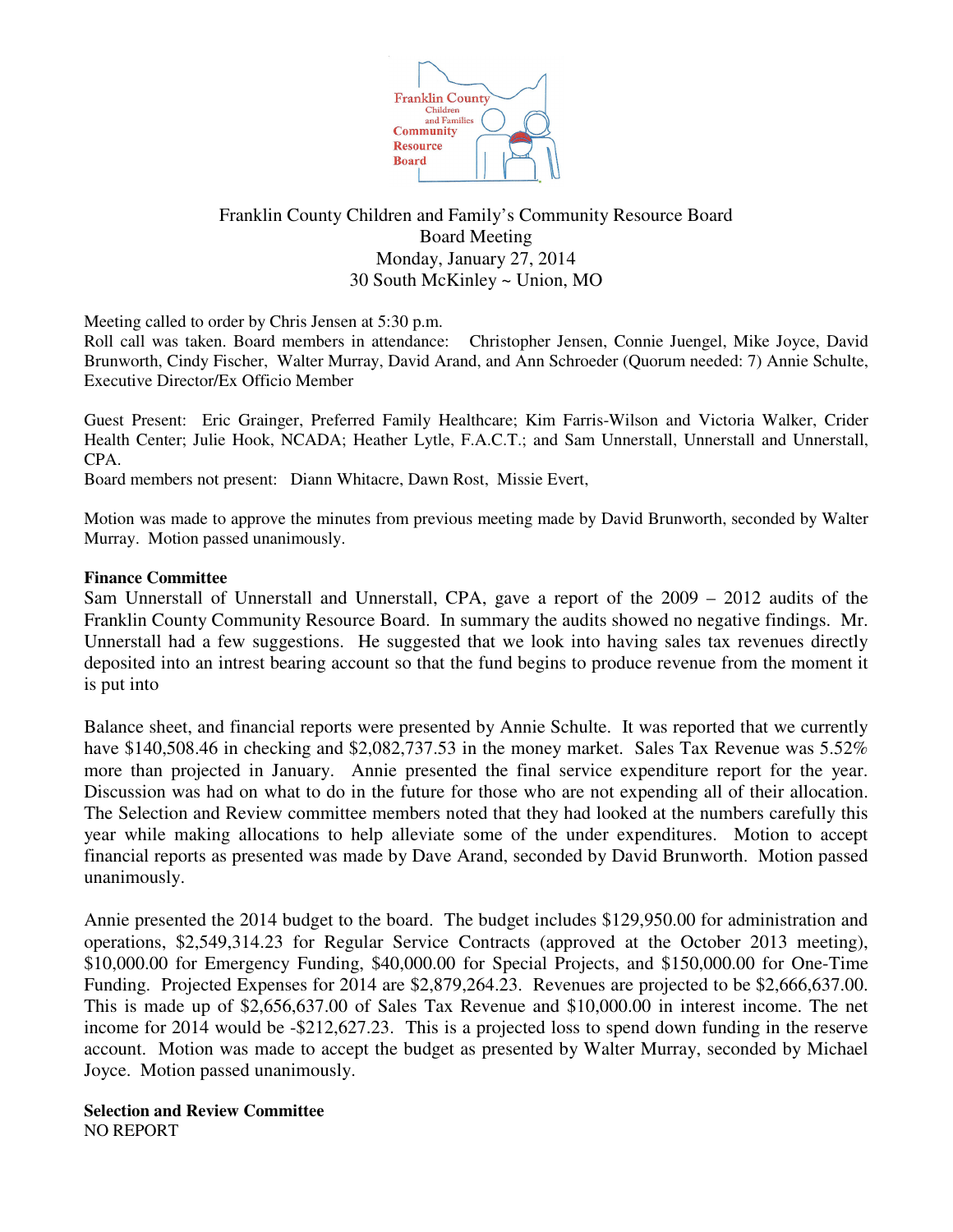Franklin County Children and Family's Community Resource Board
Board Meeting
Monday, January 27, 2014
30 South McKinley ~ Union, MO

Meeting called to order by Chris Jensen at 5:30 p.m.
Roll call was taken. Board members in attendance: Christopher Jensen, Connie Juengel, Mike Joyce, David Brunworth, Cindy Fischer, Walter Murray, David Arand, and Ann Schroeder (Quorum needed: 7) Annie Schulte, Executive Director/Ex Officio Member

Guest Present: Eric Grainger, Preferred Family Healthcare; Kim Farris-Wilson and Victoria Walker, Crider Health Center; Julie Hook, NCADA; Heather Lytle, F.A.C.T.; and Sam Unnerstall, Unnerstall and Unnerstall, CPA.
Board members not present: Diann Whitacre, Dawn Rost, Missie Evert,

Motion was made to approve the minutes from previous meeting made by David Brunworth, seconded by Walter Murray. Motion passed unanimously.

**Finance Committee**
Sam Unnerstall of Unnerstall and Unnerstall, CPA, gave a report of the 2009 – 2012 audits of the Franklin County Community Resource Board. In summary the audits showed no negative findings. Mr. Unnerstall had a few suggestions. He suggested that we look into having sales tax revenues directly deposited into an intrest bearing account so that the fund begins to produce revenue from the moment it is put into

Balance sheet, and financial reports were presented by Annie Schulte. It was reported that we currently have $140,508.46 in checking and $2,082,737.53 in the money market. Sales Tax Revenue was 5.52% more than projected in January. Annie presented the final service expenditure report for the year. Discussion was had on what to do in the future for those who are not expending all of their allocation. The Selection and Review committee members noted that they had looked at the numbers carefully this year while making allocations to help alleviate some of the under expenditures. Motion to accept financial reports as presented was made by Dave Arand, seconded by David Brunworth. Motion passed unanimously.

Annie presented the 2014 budget to the board. The budget includes $129,950.00 for administration and operations, $2,549,314.23 for Regular Service Contracts (approved at the October 2013 meeting), $10,000.00 for Emergency Funding, $40,000.00 for Special Projects, and $150,000.00 for One-Time Funding. Projected Expenses for 2014 are $2,879,264.23. Revenues are projected to be $2,666,637.00. This is made up of $2,656,637.00 of Sales Tax Revenue and $10,000.00 in interest income. The net income for 2014 would be -$212,627.23. This is a projected loss to spend down funding in the reserve account. Motion was made to accept the budget as presented by Walter Murray, seconded by Michael Joyce. Motion passed unanimously.

**Selection and Review Committee**
NO REPORT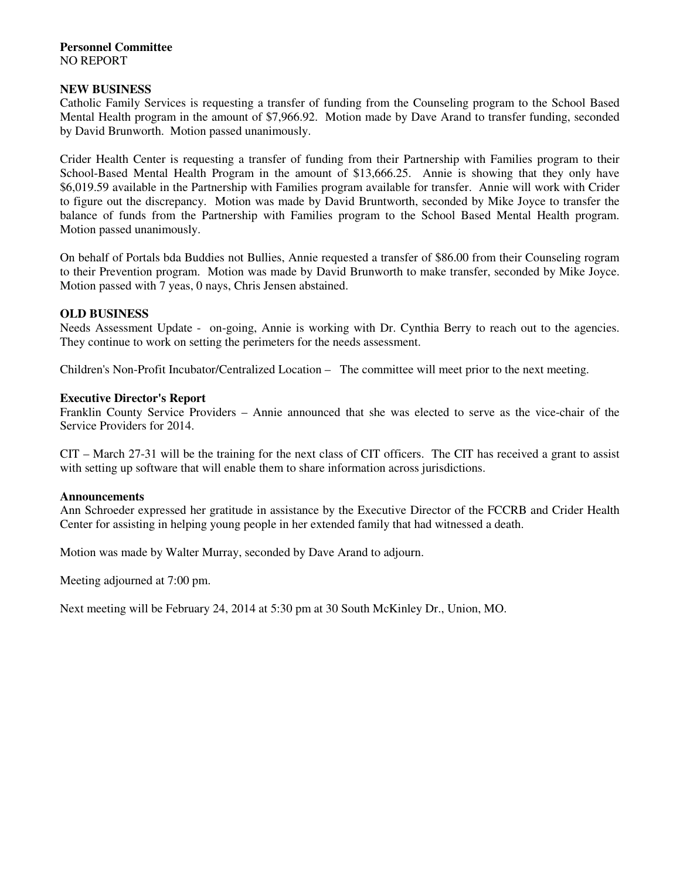**Personnel Committee**
NO REPORT

**NEW BUSINESS**

Catholic Family Services is requesting a transfer of funding from the Counseling program to the School Based Mental Health program in the amount of $7,966.92. Motion made by Dave Arand to transfer funding, seconded by David Brunworth. Motion passed unanimously.

Crider Health Center is requesting a transfer of funding from their Partnership with Families program to their School-Based Mental Health Program in the amount of $13,666.25. Annie is showing that they only have $6,019.59 available in the Partnership with Families program available for transfer. Annie will work with Crider to figure out the discrepancy. Motion was made by David Bruntworth, seconded by Mike Joyce to transfer the balance of funds from the Partnership with Families program to the School Based Mental Health program. Motion passed unanimously.

On behalf of Portals bda Buddies not Bullies, Annie requested a transfer of $86.00 from their Counseling rogram to their Prevention program. Motion was made by David Brunworth to make transfer, seconded by Mike Joyce. Motion passed with 7 yeas, 0 nays, Chris Jensen abstained.

**OLD BUSINESS**

Needs Assessment Update - on-going, Annie is working with Dr. Cynthia Berry to reach out to the agencies. They continue to work on setting the perimeters for the needs assessment.

Children's Non-Profit Incubator/Centralized Location – The committee will meet prior to the next meeting.

**Executive Director's Report**

Franklin County Service Providers – Annie announced that she was elected to serve as the vice-chair of the Service Providers for 2014.

CIT – March 27-31 will be the training for the next class of CIT officers. The CIT has received a grant to assist with setting up software that will enable them to share information across jurisdictions.

**Announcements**

Ann Schroeder expressed her gratitude in assistance by the Executive Director of the FCCRB and Crider Health Center for assisting in helping young people in her extended family that had witnessed a death.

Motion was made by Walter Murray, seconded by Dave Arand to adjourn.

Meeting adjourned at 7:00 pm.

Next meeting will be February 24, 2014 at 5:30 pm at 30 South McKinley Dr., Union, MO.